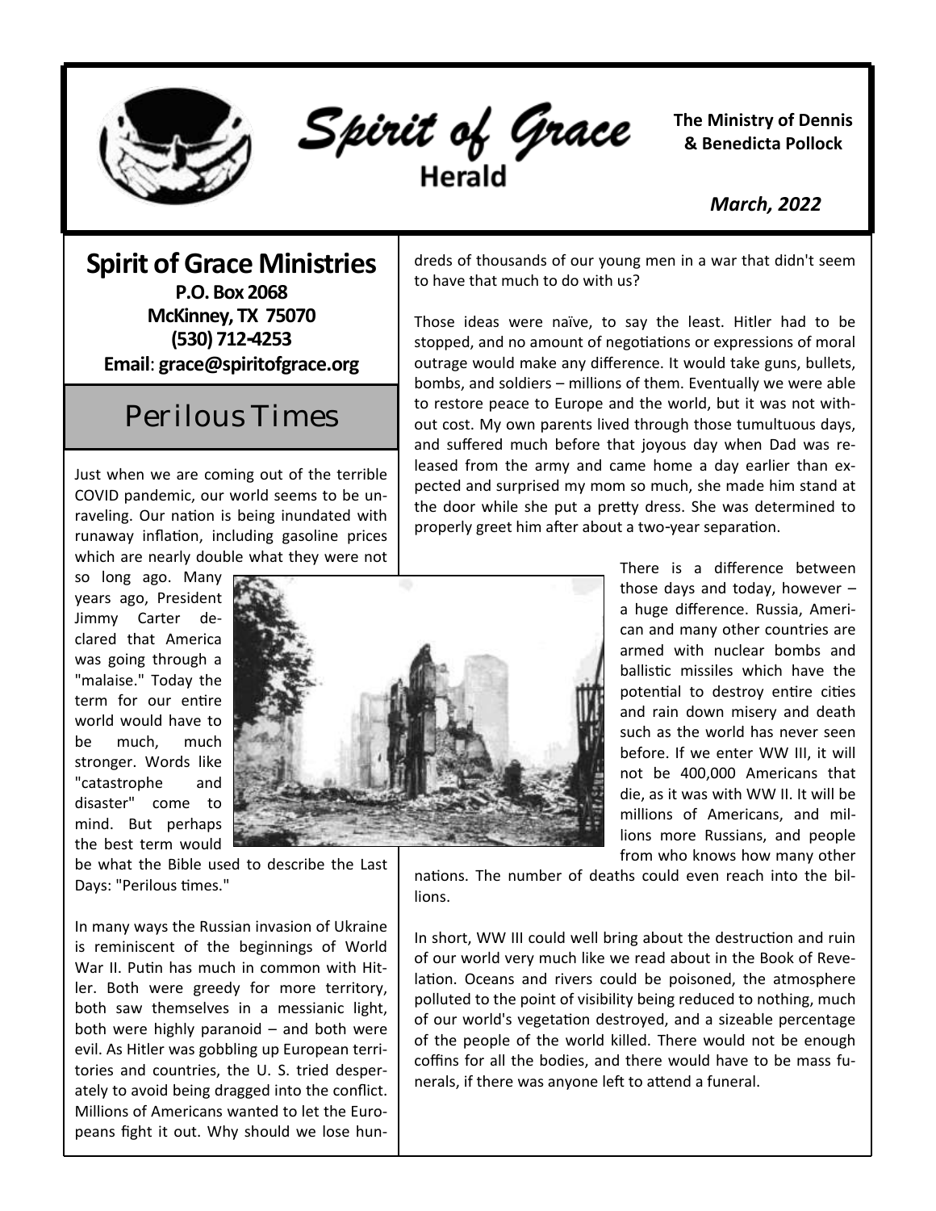# Spirit of Grace Herald

**The Ministry of Dennis & Benedicta Pollock**

*March, 2022*

**Spirit of Grace Ministries**
**P.O. Box 2068**
**McKinney, TX 75070**
**(530) 712-4253**
**Email**: **grace@spiritofgrace.org**

## Perilous Times

Just when we are coming out of the terrible COVID pandemic, our world seems to be unraveling. Our nation is being inundated with runaway inflation, including gasoline prices which are nearly double what they were not so long ago. Many years ago, President Jimmy Carter declared that America was going through a "malaise." Today the term for our entire world would have to be much, much stronger. Words like "catastrophe and disaster" come to mind. But perhaps the best term would be what the Bible used to describe the Last Days: "Perilous times."

In many ways the Russian invasion of Ukraine is reminiscent of the beginnings of World War II. Putin has much in common with Hitler. Both were greedy for more territory, both saw themselves in a messianic light, both were highly paranoid – and both were evil. As Hitler was gobbling up European territories and countries, the U. S. tried desperately to avoid being dragged into the conflict. Millions of Americans wanted to let the Europeans fight it out. Why should we lose hundreds of thousands of our young men in a war that didn't seem to have that much to do with us?

Those ideas were naïve, to say the least. Hitler had to be stopped, and no amount of negotiations or expressions of moral outrage would make any difference. It would take guns, bullets, bombs, and soldiers – millions of them. Eventually we were able to restore peace to Europe and the world, but it was not without cost. My own parents lived through those tumultuous days, and suffered much before that joyous day when Dad was released from the army and came home a day earlier than expected and surprised my mom so much, she made him stand at the door while she put a pretty dress. She was determined to properly greet him after about a two-year separation.

There is a difference between those days and today, however – a huge difference. Russia, American and many other countries are armed with nuclear bombs and ballistic missiles which have the potential to destroy entire cities and rain down misery and death such as the world has never seen before. If we enter WW III, it will not be 400,000 Americans that die, as it was with WW II. It will be millions of Americans, and millions more Russians, and people from who knows how many other nations. The number of deaths could even reach into the billions.

In short, WW III could well bring about the destruction and ruin of our world very much like we read about in the Book of Revelation. Oceans and rivers could be poisoned, the atmosphere polluted to the point of visibility being reduced to nothing, much of our world's vegetation destroyed, and a sizeable percentage of the people of the world killed. There would not be enough coffins for all the bodies, and there would have to be mass funerals, if there was anyone left to attend a funeral.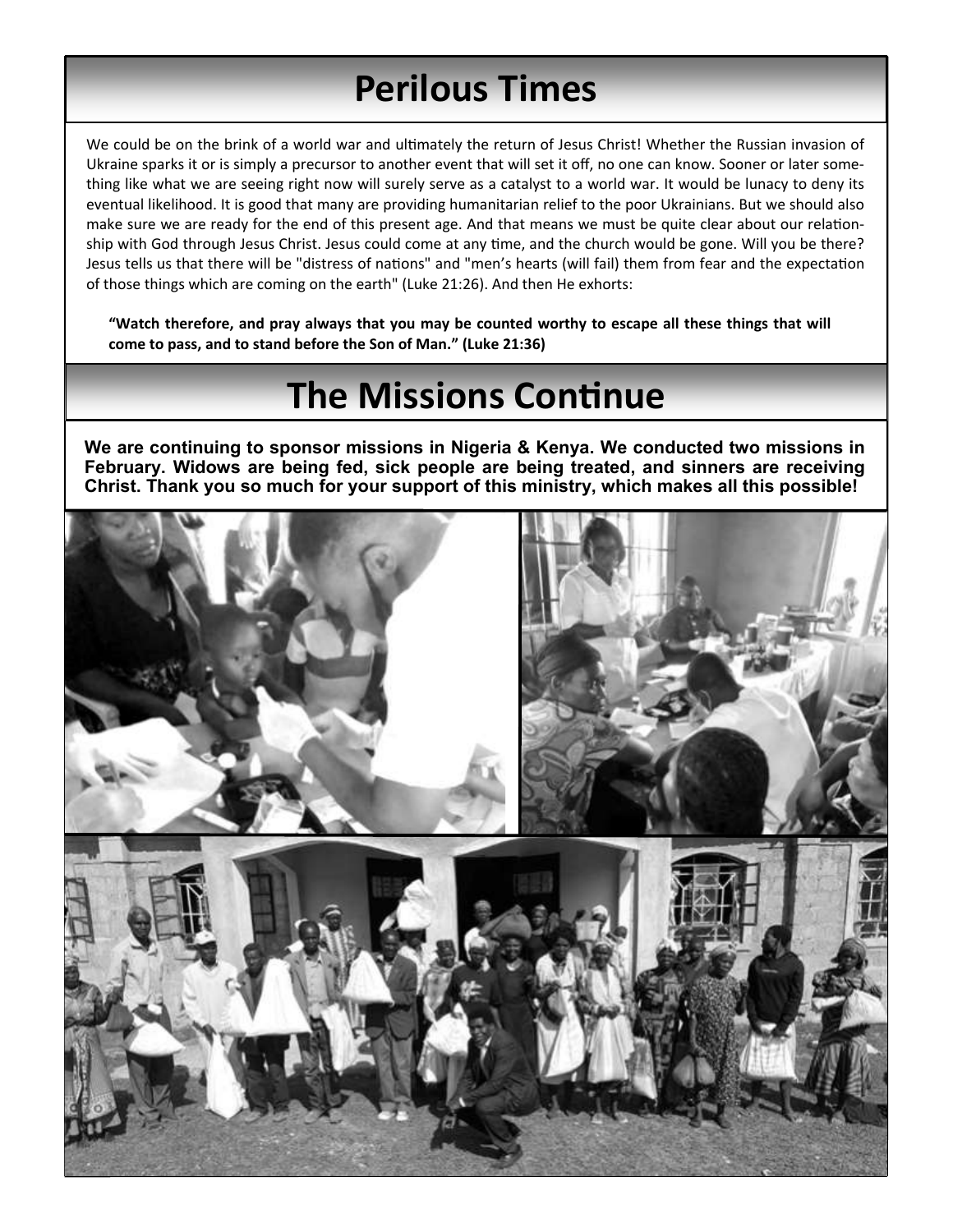# Perilous Times

We could be on the brink of a world war and ultimately the return of Jesus Christ! Whether the Russian invasion of Ukraine sparks it or is simply a precursor to another event that will set it off, no one can know. Sooner or later something like what we are seeing right now will surely serve as a catalyst to a world war. It would be lunacy to deny its eventual likelihood. It is good that many are providing humanitarian relief to the poor Ukrainians. But we should also make sure we are ready for the end of this present age. And that means we must be quite clear about our relationship with God through Jesus Christ. Jesus could come at any time, and the church would be gone. Will you be there? Jesus tells us that there will be "distress of nations" and "men's hearts (will fail) them from fear and the expectation of those things which are coming on the earth" (Luke 21:26). And then He exhorts:

> **"Watch therefore, and pray always that you may be counted worthy to escape all these things that will come to pass, and to stand before the Son of Man." (Luke 21:36)**

# The Missions Continue

**We are continuing to sponsor missions in Nigeria & Kenya. We conducted two missions in February. Widows are being fed, sick people are being treated, and sinners are receiving Christ. Thank you so much for your support of this ministry, which makes all this possible!**